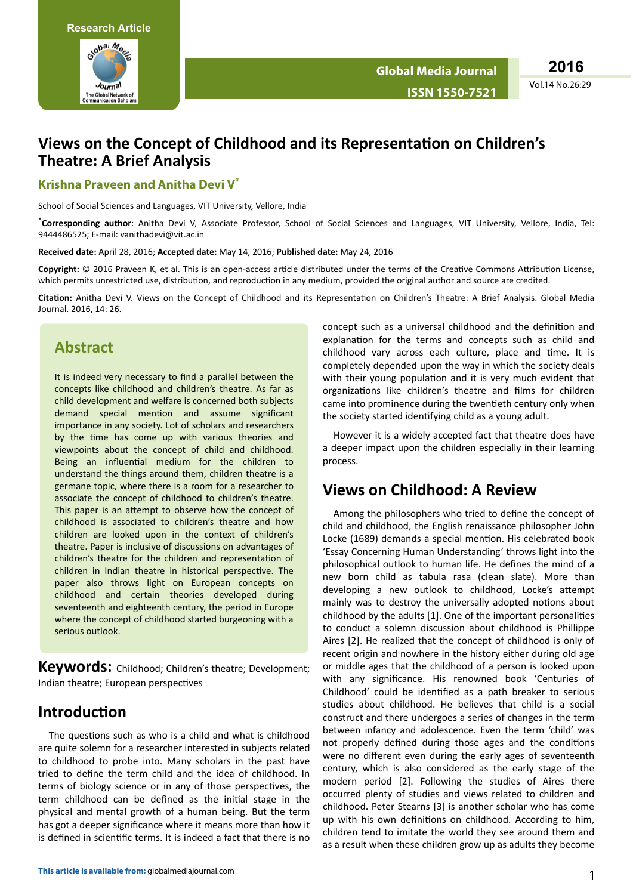Research Article

# Views on the Concept of Childhood and its Representation on Children's Theatre: A Brief Analysis

**Krishna Praveen and Anitha Devi V[*]**

School of Social Sciences and Languages, VIT University, Vellore, India

[*]**Corresponding author**: Anitha Devi V, Associate Professor, School of Social Sciences and Languages, VIT University, Vellore, India, Tel: 9444486525; E-mail: vanithadevi@vit.ac.in

**Received date:** April 28, 2016; **Accepted date:** May 14, 2016; **Published date:** May 24, 2016

**Copyright:** © 2016 Praveen K, et al. This is an open-access article distributed under the terms of the Creative Commons Attribution License, which permits unrestricted use, distribution, and reproduction in any medium, provided the original author and source are credited.

**Citation:** Anitha Devi V. Views on the Concept of Childhood and its Representation on Children's Theatre: A Brief Analysis. Global Media Journal. 2016, 14: 26.

## Abstract

It is indeed very necessary to find a parallel between the concepts like childhood and children's theatre. As far as child development and welfare is concerned both subjects demand special mention and assume significant importance in any society. Lot of scholars and researchers by the time has come up with various theories and viewpoints about the concept of child and childhood. Being an influential medium for the children to understand the things around them, children theatre is a germane topic, where there is a room for a researcher to associate the concept of childhood to children's theatre. This paper is an attempt to observe how the concept of childhood is associated to children's theatre and how children are looked upon in the context of children's theatre. Paper is inclusive of discussions on advantages of children's theatre for the children and representation of children in Indian theatre in historical perspective. The paper also throws light on European concepts on childhood and certain theories developed during seventeenth and eighteenth century, the period in Europe where the concept of childhood started burgeoning with a serious outlook.

**Keywords:** Childhood; Children's theatre; Development; Indian theatre; European perspectives

## Introduction

The questions such as who is a child and what is childhood are quite solemn for a researcher interested in subjects related to childhood to probe into. Many scholars in the past have tried to define the term child and the idea of childhood. In terms of biology science or in any of those perspectives, the term childhood can be defined as the initial stage in the physical and mental growth of a human being. But the term has got a deeper significance where it means more than how it is defined in scientific terms. It is indeed a fact that there is no concept such as a universal childhood and the definition and explanation for the terms and concepts such as child and childhood vary across each culture, place and time. It is completely depended upon the way in which the society deals with their young population and it is very much evident that organizations like children's theatre and films for children came into prominence during the twentieth century only when the society started identifying child as a young adult.

However it is a widely accepted fact that theatre does have a deeper impact upon the children especially in their learning process.

## Views on Childhood: A Review

Among the philosophers who tried to define the concept of child and childhood, the English renaissance philosopher John Locke (1689) demands a special mention. His celebrated book 'Essay Concerning Human Understanding' throws light into the philosophical outlook to human life. He defines the mind of a new born child as tabula rasa (clean slate). More than developing a new outlook to childhood, Locke's attempt mainly was to destroy the universally adopted notions about childhood by the adults [1]. One of the important personalities to conduct a solemn discussion about childhood is Phillippe Aires [2]. He realized that the concept of childhood is only of recent origin and nowhere in the history either during old age or middle ages that the childhood of a person is looked upon with any significance. His renowned book 'Centuries of Childhood' could be identified as a path breaker to serious studies about childhood. He believes that child is a social construct and there undergoes a series of changes in the term between infancy and adolescence. Even the term 'child' was not properly defined during those ages and the conditions were no different even during the early ages of seventeenth century, which is also considered as the early stage of the modern period [2]. Following the studies of Aires there occurred plenty of studies and views related to children and childhood. Peter Stearns [3] is another scholar who has come up with his own definitions on childhood. According to him, children tend to imitate the world they see around them and as a result when these children grow up as adults they become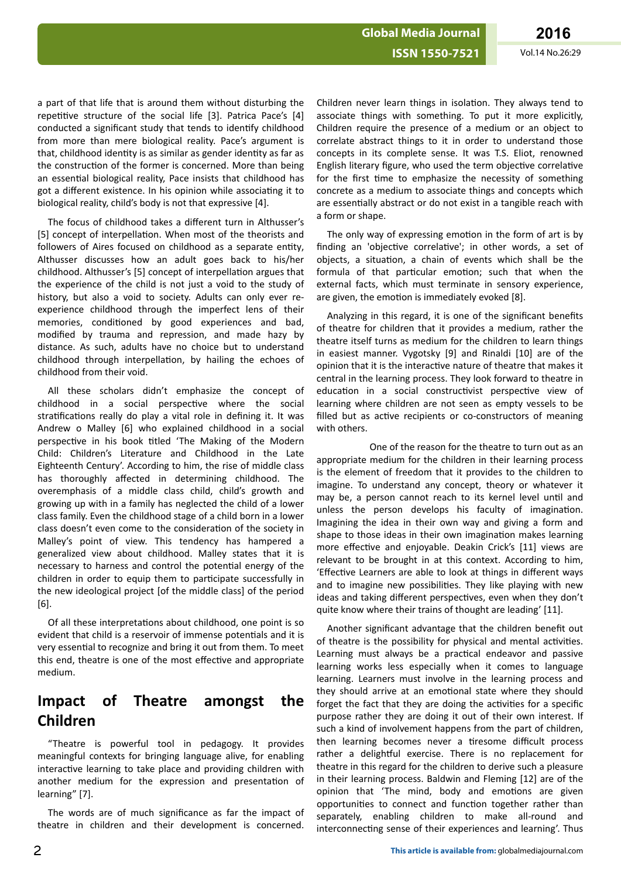a part of that life that is around them without disturbing the repetitive structure of the social life [3]. Patrica Pace's [4] conducted a significant study that tends to identify childhood from more than mere biological reality. Pace's argument is that, childhood identity is as similar as gender identity as far as the construction of the former is concerned. More than being an essential biological reality, Pace insists that childhood has got a different existence. In his opinion while associating it to biological reality, child's body is not that expressive [4].

The focus of childhood takes a different turn in Althusser's [5] concept of interpellation. When most of the theorists and followers of Aires focused on childhood as a separate entity, Althusser discusses how an adult goes back to his/her childhood. Althusser's [5] concept of interpellation argues that the experience of the child is not just a void to the study of history, but also a void to society. Adults can only ever re-experience childhood through the imperfect lens of their memories, conditioned by good experiences and bad, modified by trauma and repression, and made hazy by distance. As such, adults have no choice but to understand childhood through interpellation, by hailing the echoes of childhood from their void.

All these scholars didn't emphasize the concept of childhood in a social perspective where the social stratifications really do play a vital role in defining it. It was Andrew o Malley [6] who explained childhood in a social perspective in his book titled 'The Making of the Modern Child: Children's Literature and Childhood in the Late Eighteenth Century'. According to him, the rise of middle class has thoroughly affected in determining childhood. The overemphasis of a middle class child, child's growth and growing up with in a family has neglected the child of a lower class family. Even the childhood stage of a child born in a lower class doesn't even come to the consideration of the society in Malley's point of view. This tendency has hampered a generalized view about childhood. Malley states that it is necessary to harness and control the potential energy of the children in order to equip them to participate successfully in the new ideological project [of the middle class] of the period [6].

Of all these interpretations about childhood, one point is so evident that child is a reservoir of immense potentials and it is very essential to recognize and bring it out from them. To meet this end, theatre is one of the most effective and appropriate medium.

## Impact of Theatre amongst the Children

"Theatre is powerful tool in pedagogy. It provides meaningful contexts for bringing language alive, for enabling interactive learning to take place and providing children with another medium for the expression and presentation of learning" [7].

The words are of much significance as far the impact of theatre in children and their development is concerned. Children never learn things in isolation. They always tend to associate things with something. To put it more explicitly, Children require the presence of a medium or an object to correlate abstract things to it in order to understand those concepts in its complete sense. It was T.S. Eliot, renowned English literary figure, who used the term objective correlative for the first time to emphasize the necessity of something concrete as a medium to associate things and concepts which are essentially abstract or do not exist in a tangible reach with a form or shape.

The only way of expressing emotion in the form of art is by finding an 'objective correlative'; in other words, a set of objects, a situation, a chain of events which shall be the formula of that particular emotion; such that when the external facts, which must terminate in sensory experience, are given, the emotion is immediately evoked [8].

Analyzing in this regard, it is one of the significant benefits of theatre for children that it provides a medium, rather the theatre itself turns as medium for the children to learn things in easiest manner. Vygotsky [9] and Rinaldi [10] are of the opinion that it is the interactive nature of theatre that makes it central in the learning process. They look forward to theatre in education in a social constructivist perspective view of learning where children are not seen as empty vessels to be filled but as active recipients or co-constructors of meaning with others.

One of the reason for the theatre to turn out as an appropriate medium for the children in their learning process is the element of freedom that it provides to the children to imagine. To understand any concept, theory or whatever it may be, a person cannot reach to its kernel level until and unless the person develops his faculty of imagination. Imagining the idea in their own way and giving a form and shape to those ideas in their own imagination makes learning more effective and enjoyable. Deakin Crick's [11] views are relevant to be brought in at this context. According to him, 'Effective Learners are able to look at things in different ways and to imagine new possibilities. They like playing with new ideas and taking different perspectives, even when they don't quite know where their trains of thought are leading' [11].

Another significant advantage that the children benefit out of theatre is the possibility for physical and mental activities. Learning must always be a practical endeavor and passive learning works less especially when it comes to language learning. Learners must involve in the learning process and they should arrive at an emotional state where they should forget the fact that they are doing the activities for a specific purpose rather they are doing it out of their own interest. If such a kind of involvement happens from the part of children, then learning becomes never a tiresome difficult process rather a delightful exercise. There is no replacement for theatre in this regard for the children to derive such a pleasure in their learning process. Baldwin and Fleming [12] are of the opinion that 'The mind, body and emotions are given opportunities to connect and function together rather than separately, enabling children to make all-round and interconnecting sense of their experiences and learning'. Thus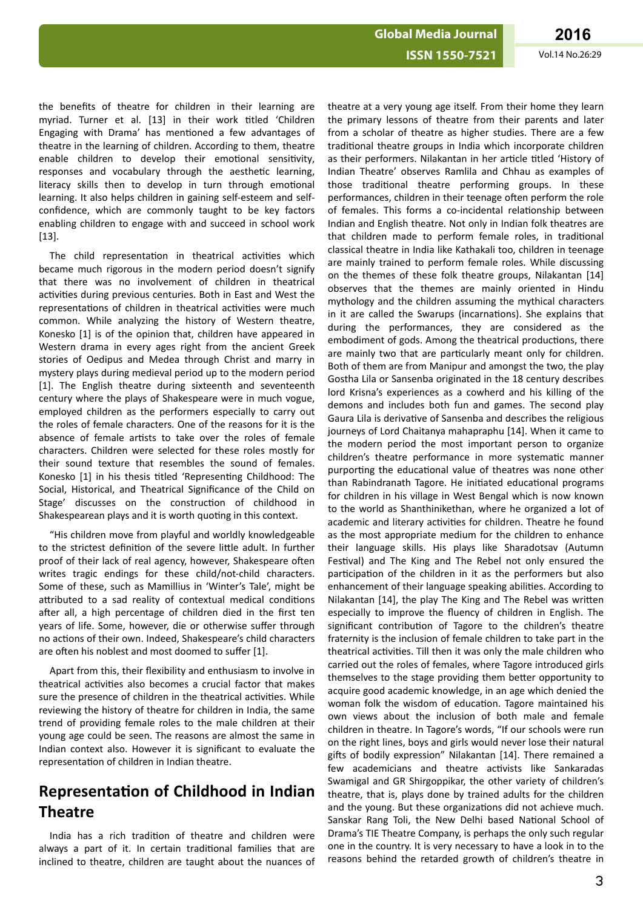the benefits of theatre for children in their learning are myriad. Turner et al. [13] in their work titled 'Children Engaging with Drama' has mentioned a few advantages of theatre in the learning of children. According to them, theatre enable children to develop their emotional sensitivity, responses and vocabulary through the aesthetic learning, literacy skills then to develop in turn through emotional learning. It also helps children in gaining self-esteem and self-confidence, which are commonly taught to be key factors enabling children to engage with and succeed in school work [13].

The child representation in theatrical activities which became much rigorous in the modern period doesn't signify that there was no involvement of children in theatrical activities during previous centuries. Both in East and West the representations of children in theatrical activities were much common. While analyzing the history of Western theatre, Konesko [1] is of the opinion that, children have appeared in Western drama in every ages right from the ancient Greek stories of Oedipus and Medea through Christ and marry in mystery plays during medieval period up to the modern period [1]. The English theatre during sixteenth and seventeenth century where the plays of Shakespeare were in much vogue, employed children as the performers especially to carry out the roles of female characters. One of the reasons for it is the absence of female artists to take over the roles of female characters. Children were selected for these roles mostly for their sound texture that resembles the sound of females. Konesko [1] in his thesis titled 'Representing Childhood: The Social, Historical, and Theatrical Significance of the Child on Stage' discusses on the construction of childhood in Shakespearean plays and it is worth quoting in this context.

"His children move from playful and worldly knowledgeable to the strictest definition of the severe little adult. In further proof of their lack of real agency, however, Shakespeare often writes tragic endings for these child/not-child characters. Some of these, such as Mamillius in 'Winter's Tale', might be attributed to a sad reality of contextual medical conditions after all, a high percentage of children died in the first ten years of life. Some, however, die or otherwise suffer through no actions of their own. Indeed, Shakespeare's child characters are often his noblest and most doomed to suffer [1].

Apart from this, their flexibility and enthusiasm to involve in theatrical activities also becomes a crucial factor that makes sure the presence of children in the theatrical activities. While reviewing the history of theatre for children in India, the same trend of providing female roles to the male children at their young age could be seen. The reasons are almost the same in Indian context also. However it is significant to evaluate the representation of children in Indian theatre.

## Representation of Childhood in Indian Theatre

India has a rich tradition of theatre and children were always a part of it. In certain traditional families that are inclined to theatre, children are taught about the nuances of theatre at a very young age itself. From their home they learn the primary lessons of theatre from their parents and later from a scholar of theatre as higher studies. There are a few traditional theatre groups in India which incorporate children as their performers. Nilakantan in her article titled 'History of Indian Theatre' observes Ramlila and Chhau as examples of those traditional theatre performing groups. In these performances, children in their teenage often perform the role of females. This forms a co-incidental relationship between Indian and English theatre. Not only in Indian folk theatres are that children made to perform female roles, in traditional classical theatre in India like Kathakali too, children in teenage are mainly trained to perform female roles. While discussing on the themes of these folk theatre groups, Nilakantan [14] observes that the themes are mainly oriented in Hindu mythology and the children assuming the mythical characters in it are called the Swarups (incarnations). She explains that during the performances, they are considered as the embodiment of gods. Among the theatrical productions, there are mainly two that are particularly meant only for children. Both of them are from Manipur and amongst the two, the play Gostha Lila or Sansenba originated in the 18 century describes lord Krisna's experiences as a cowherd and his killing of the demons and includes both fun and games. The second play Gaura Lila is derivative of Sansenba and describes the religious journeys of Lord Chaitanya mahapraphu [14]. When it came to the modern period the most important person to organize children's theatre performance in more systematic manner purporting the educational value of theatres was none other than Rabindranath Tagore. He initiated educational programs for children in his village in West Bengal which is now known to the world as Shanthinikethan, where he organized a lot of academic and literary activities for children. Theatre he found as the most appropriate medium for the children to enhance their language skills. His plays like Sharadotsav (Autumn Festival) and The King and The Rebel not only ensured the participation of the children in it as the performers but also enhancement of their language speaking abilities. According to Nilakantan [14], the play The King and The Rebel was written especially to improve the fluency of children in English. The significant contribution of Tagore to the children's theatre fraternity is the inclusion of female children to take part in the theatrical activities. Till then it was only the male children who carried out the roles of females, where Tagore introduced girls themselves to the stage providing them better opportunity to acquire good academic knowledge, in an age which denied the woman folk the wisdom of education. Tagore maintained his own views about the inclusion of both male and female children in theatre. In Tagore's words, "If our schools were run on the right lines, boys and girls would never lose their natural gifts of bodily expression" Nilakantan [14]. There remained a few academicians and theatre activists like Sankaradas Swamigal and GR Shirgoppikar, the other variety of children's theatre, that is, plays done by trained adults for the children and the young. But these organizations did not achieve much. Sanskar Rang Toli, the New Delhi based National School of Drama's TIE Theatre Company, is perhaps the only such regular one in the country. It is very necessary to have a look in to the reasons behind the retarded growth of children's theatre in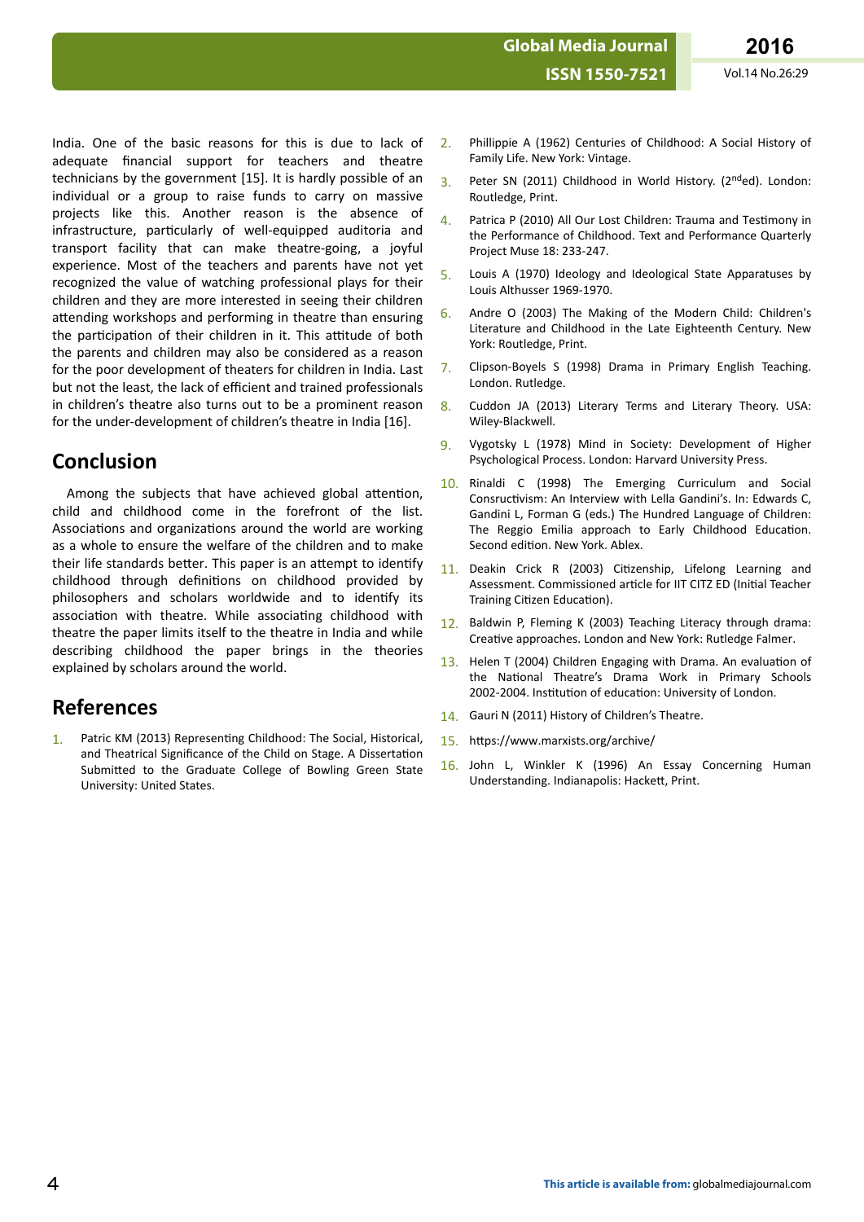India. One of the basic reasons for this is due to lack of adequate financial support for teachers and theatre technicians by the government [15]. It is hardly possible of an individual or a group to raise funds to carry on massive projects like this. Another reason is the absence of infrastructure, particularly of well-equipped auditoria and transport facility that can make theatre-going, a joyful experience. Most of the teachers and parents have not yet recognized the value of watching professional plays for their children and they are more interested in seeing their children attending workshops and performing in theatre than ensuring the participation of their children in it. This attitude of both the parents and children may also be considered as a reason for the poor development of theaters for children in India. Last but not the least, the lack of efficient and trained professionals in children's theatre also turns out to be a prominent reason for the under-development of children's theatre in India [16].

## Conclusion

Among the subjects that have achieved global attention, child and childhood come in the forefront of the list. Associations and organizations around the world are working as a whole to ensure the welfare of the children and to make their life standards better. This paper is an attempt to identify childhood through definitions on childhood provided by philosophers and scholars worldwide and to identify its association with theatre. While associating childhood with theatre the paper limits itself to the theatre in India and while describing childhood the paper brings in the theories explained by scholars around the world.

## References

1. Patric KM (2013) Representing Childhood: The Social, Historical, and Theatrical Significance of the Child on Stage. A Dissertation Submitted to the Graduate College of Bowling Green State University: United States.
2. Phillippie A (1962) Centuries of Childhood: A Social History of Family Life. New York: Vintage.
3. Peter SN (2011) Childhood in World History. (2nded). London: Routledge, Print.
4. Patrica P (2010) All Our Lost Children: Trauma and Testimony in the Performance of Childhood. Text and Performance Quarterly Project Muse 18: 233-247.
5. Louis A (1970) Ideology and Ideological State Apparatuses by Louis Althusser 1969-1970.
6. Andre O (2003) The Making of the Modern Child: Children's Literature and Childhood in the Late Eighteenth Century. New York: Routledge, Print.
7. Clipson-Boyels S (1998) Drama in Primary English Teaching. London. Rutledge.
8. Cuddon JA (2013) Literary Terms and Literary Theory. USA: Wiley-Blackwell.
9. Vygotsky L (1978) Mind in Society: Development of Higher Psychological Process. London: Harvard University Press.
10. Rinaldi C (1998) The Emerging Curriculum and Social Consructivism: An Interview with Lella Gandini's. In: Edwards C, Gandini L, Forman G (eds.) The Hundred Language of Children: The Reggio Emilia approach to Early Childhood Education. Second edition. New York. Ablex.
11. Deakin Crick R (2003) Citizenship, Lifelong Learning and Assessment. Commissioned article for IIT CITZ ED (Initial Teacher Training Citizen Education).
12. Baldwin P, Fleming K (2003) Teaching Literacy through drama: Creative approaches. London and New York: Rutledge Falmer.
13. Helen T (2004) Children Engaging with Drama. An evaluation of the National Theatre's Drama Work in Primary Schools 2002-2004. Institution of education: University of London.
14. Gauri N (2011) History of Children's Theatre.
15. https://www.marxists.org/archive/
16. John L, Winkler K (1996) An Essay Concerning Human Understanding. Indianapolis: Hackett, Print.